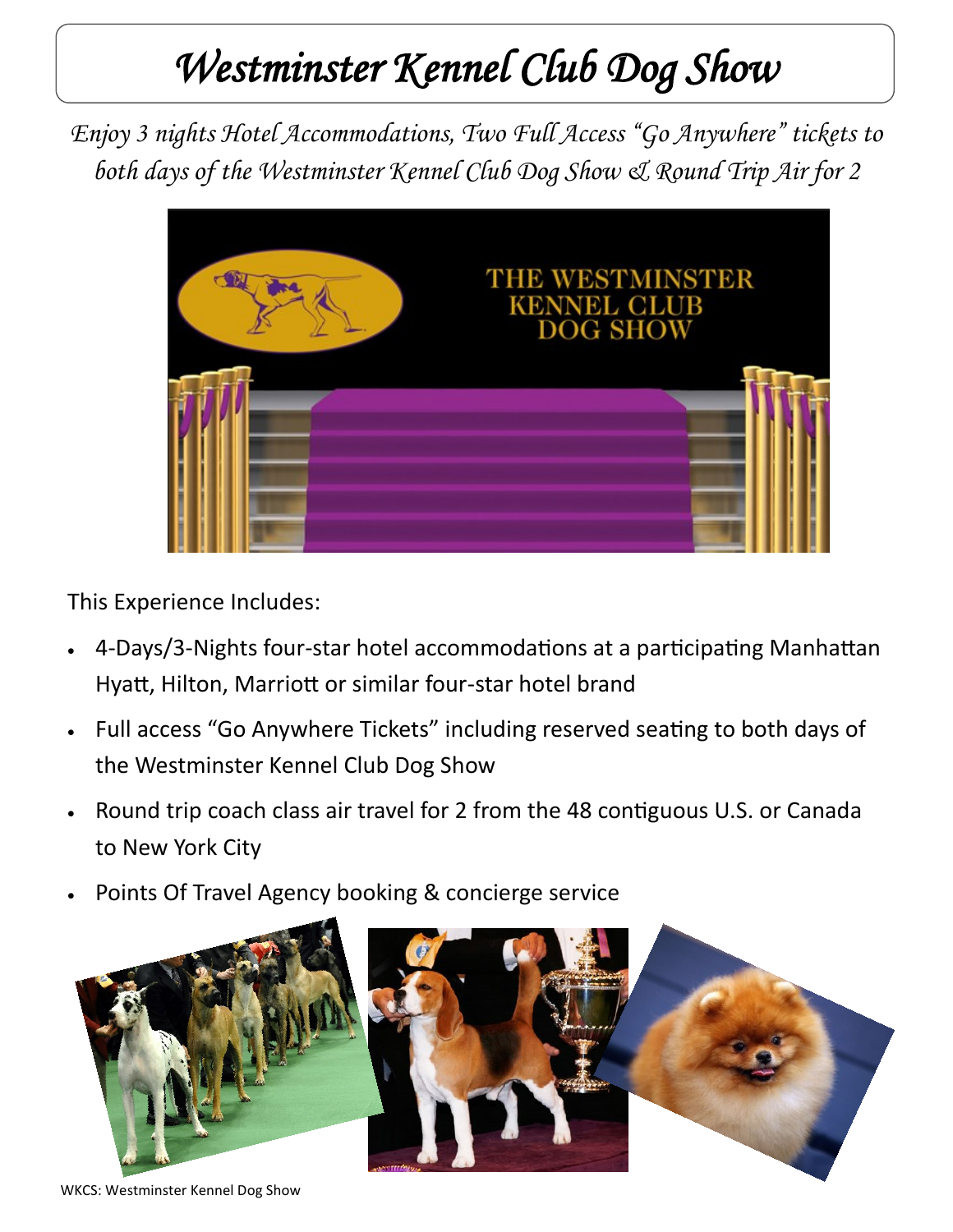# Westminster Kennel Club Dog Show

*Enjoy 3 nights Hotel Accommodations, Two Full Access "Go Anywhere" tickets to both days of the Westminster Kennel Club Dog Show & Round Trip Air for 2*

This Experience Includes:

- 4-Days/3-Nights four-star hotel accommodations at a participating Manhattan Hyatt, Hilton, Marriott or similar four-star hotel brand
- Full access "Go Anywhere Tickets" including reserved seating to both days of the Westminster Kennel Club Dog Show
- Round trip coach class air travel for 2 from the 48 contiguous U.S. or Canada to New York City
- Points Of Travel Agency booking & concierge service

WKCS: Westminster Kennel Dog Show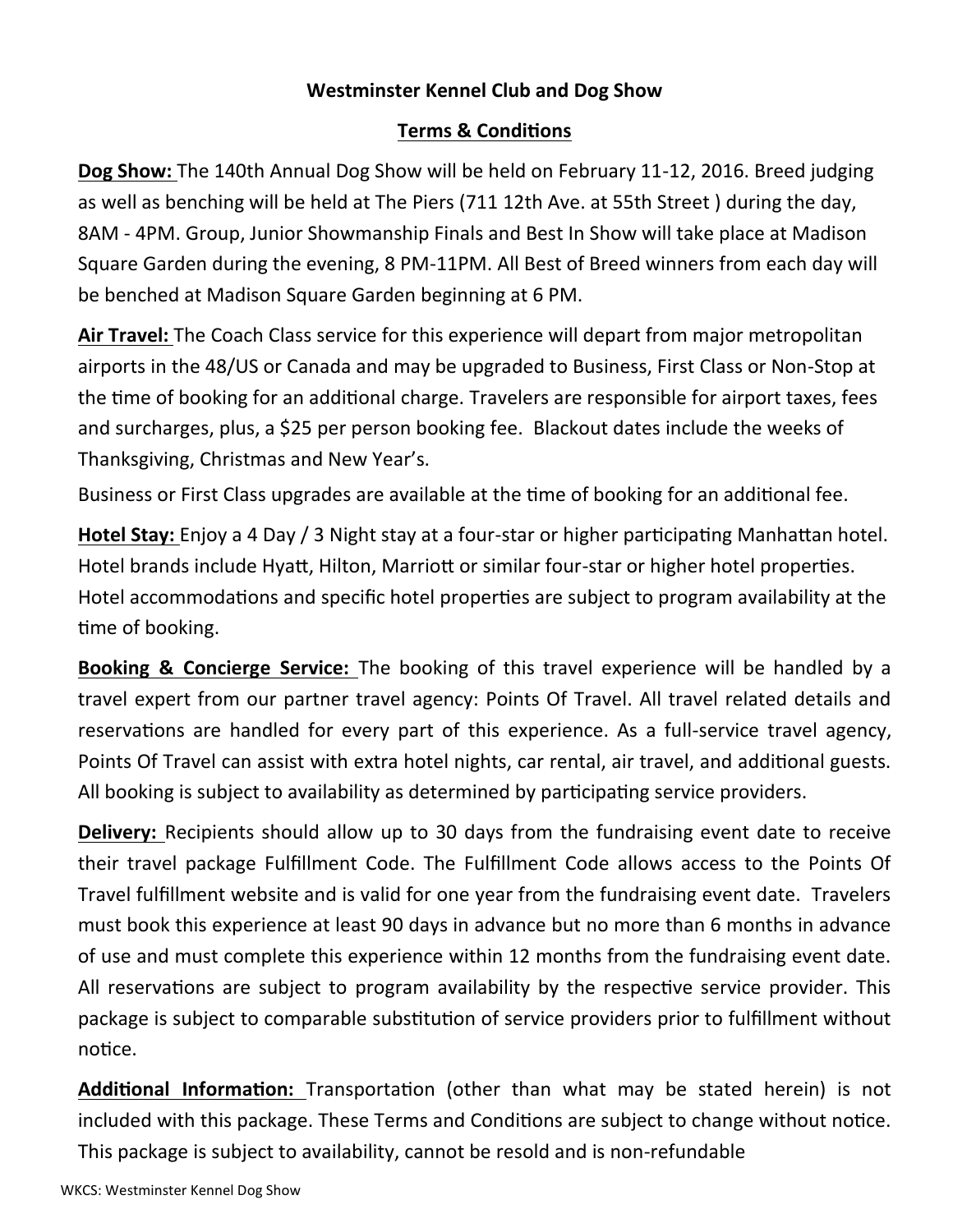**Westminster Kennel Club and Dog Show**

**Terms & Conditions**

**Dog Show:** The 140th Annual Dog Show will be held on February 11-12, 2016. Breed judging as well as benching will be held at The Piers (711 12th Ave. at 55th Street ) during the day, 8AM - 4PM. Group, Junior Showmanship Finals and Best In Show will take place at Madison Square Garden during the evening, 8 PM-11PM. All Best of Breed winners from each day will be benched at Madison Square Garden beginning at 6 PM.

**Air Travel:** The Coach Class service for this experience will depart from major metropolitan airports in the 48/US or Canada and may be upgraded to Business, First Class or Non-Stop at the time of booking for an additional charge. Travelers are responsible for airport taxes, fees and surcharges, plus, a $25 per person booking fee. Blackout dates include the weeks of Thanksgiving, Christmas and New Year's.

Business or First Class upgrades are available at the time of booking for an additional fee.

**Hotel Stay:** Enjoy a 4 Day / 3 Night stay at a four-star or higher participating Manhattan hotel. Hotel brands include Hyatt, Hilton, Marriott or similar four-star or higher hotel properties. Hotel accommodations and specific hotel properties are subject to program availability at the time of booking.

**Booking & Concierge Service:** The booking of this travel experience will be handled by a travel expert from our partner travel agency: Points Of Travel. All travel related details and reservations are handled for every part of this experience. As a full-service travel agency, Points Of Travel can assist with extra hotel nights, car rental, air travel, and additional guests. All booking is subject to availability as determined by participating service providers.

**Delivery:** Recipients should allow up to 30 days from the fundraising event date to receive their travel package Fulfillment Code. The Fulfillment Code allows access to the Points Of Travel fulfillment website and is valid for one year from the fundraising event date. Travelers must book this experience at least 90 days in advance but no more than 6 months in advance of use and must complete this experience within 12 months from the fundraising event date. All reservations are subject to program availability by the respective service provider. This package is subject to comparable substitution of service providers prior to fulfillment without notice.

**Additional Information:** Transportation (other than what may be stated herein) is not included with this package. These Terms and Conditions are subject to change without notice. This package is subject to availability, cannot be resold and is non-refundable